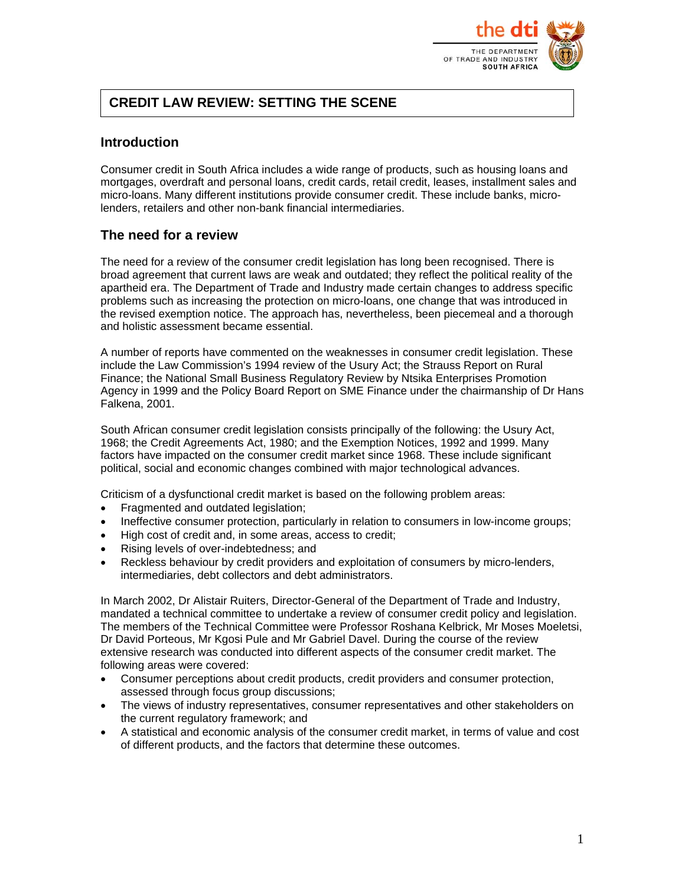# CREDIT LAW REVIEW: SETTING THE SCENE

## Introduction

Consumer credit in South Africa includes a wide range of products, such as housing loans and mortgages, overdraft and personal loans, credit cards, retail credit, leases, installment sales and micro-loans. Many different institutions provide consumer credit. These include banks, micro-lenders, retailers and other non-bank financial intermediaries.

## The need for a review

The need for a review of the consumer credit legislation has long been recognised. There is broad agreement that current laws are weak and outdated; they reflect the political reality of the apartheid era. The Department of Trade and Industry made certain changes to address specific problems such as increasing the protection on micro-loans, one change that was introduced in the revised exemption notice. The approach has, nevertheless, been piecemeal and a thorough and holistic assessment became essential.

A number of reports have commented on the weaknesses in consumer credit legislation. These include the Law Commission's 1994 review of the Usury Act; the Strauss Report on Rural Finance; the National Small Business Regulatory Review by Ntsika Enterprises Promotion Agency in 1999 and the Policy Board Report on SME Finance under the chairmanship of Dr Hans Falkena, 2001.

South African consumer credit legislation consists principally of the following: the Usury Act, 1968; the Credit Agreements Act, 1980; and the Exemption Notices, 1992 and 1999. Many factors have impacted on the consumer credit market since 1968. These include significant political, social and economic changes combined with major technological advances.

Criticism of a dysfunctional credit market is based on the following problem areas:

- Fragmented and outdated legislation;
- Ineffective consumer protection, particularly in relation to consumers in low-income groups;
- High cost of credit and, in some areas, access to credit;
- Rising levels of over-indebtedness; and
- Reckless behaviour by credit providers and exploitation of consumers by micro-lenders, intermediaries, debt collectors and debt administrators.

In March 2002, Dr Alistair Ruiters, Director-General of the Department of Trade and Industry, mandated a technical committee to undertake a review of consumer credit policy and legislation. The members of the Technical Committee were Professor Roshana Kelbrick, Mr Moses Moeletsi, Dr David Porteous, Mr Kgosi Pule and Mr Gabriel Davel. During the course of the review extensive research was conducted into different aspects of the consumer credit market. The following areas were covered:

- Consumer perceptions about credit products, credit providers and consumer protection, assessed through focus group discussions;
- The views of industry representatives, consumer representatives and other stakeholders on the current regulatory framework; and
- A statistical and economic analysis of the consumer credit market, in terms of value and cost of different products, and the factors that determine these outcomes.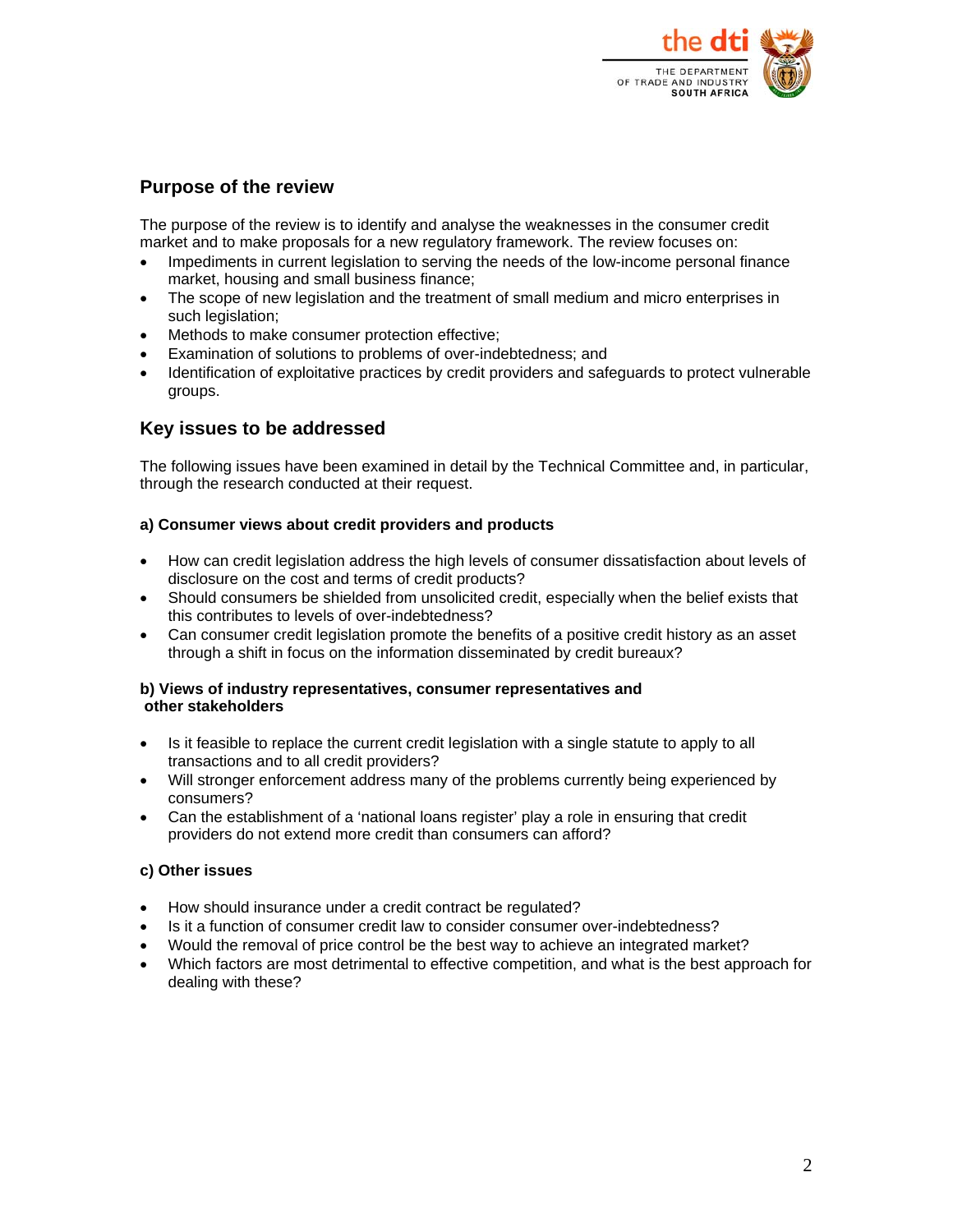## Purpose of the review

The purpose of the review is to identify and analyse the weaknesses in the consumer credit market and to make proposals for a new regulatory framework. The review focuses on:

- Impediments in current legislation to serving the needs of the low-income personal finance market, housing and small business finance;
- The scope of new legislation and the treatment of small medium and micro enterprises in such legislation;
- Methods to make consumer protection effective;
- Examination of solutions to problems of over-indebtedness; and
- Identification of exploitative practices by credit providers and safeguards to protect vulnerable groups.

## Key issues to be addressed

The following issues have been examined in detail by the Technical Committee and, in particular, through the research conducted at their request.

**a) Consumer views about credit providers and products**

- How can credit legislation address the high levels of consumer dissatisfaction about levels of disclosure on the cost and terms of credit products?
- Should consumers be shielded from unsolicited credit, especially when the belief exists that this contributes to levels of over-indebtedness?
- Can consumer credit legislation promote the benefits of a positive credit history as an asset through a shift in focus on the information disseminated by credit bureaux?

**b) Views of industry representatives, consumer representatives and other stakeholders**

- Is it feasible to replace the current credit legislation with a single statute to apply to all transactions and to all credit providers?
- Will stronger enforcement address many of the problems currently being experienced by consumers?
- Can the establishment of a 'national loans register' play a role in ensuring that credit providers do not extend more credit than consumers can afford?

**c) Other issues**

- How should insurance under a credit contract be regulated?
- Is it a function of consumer credit law to consider consumer over-indebtedness?
- Would the removal of price control be the best way to achieve an integrated market?
- Which factors are most detrimental to effective competition, and what is the best approach for dealing with these?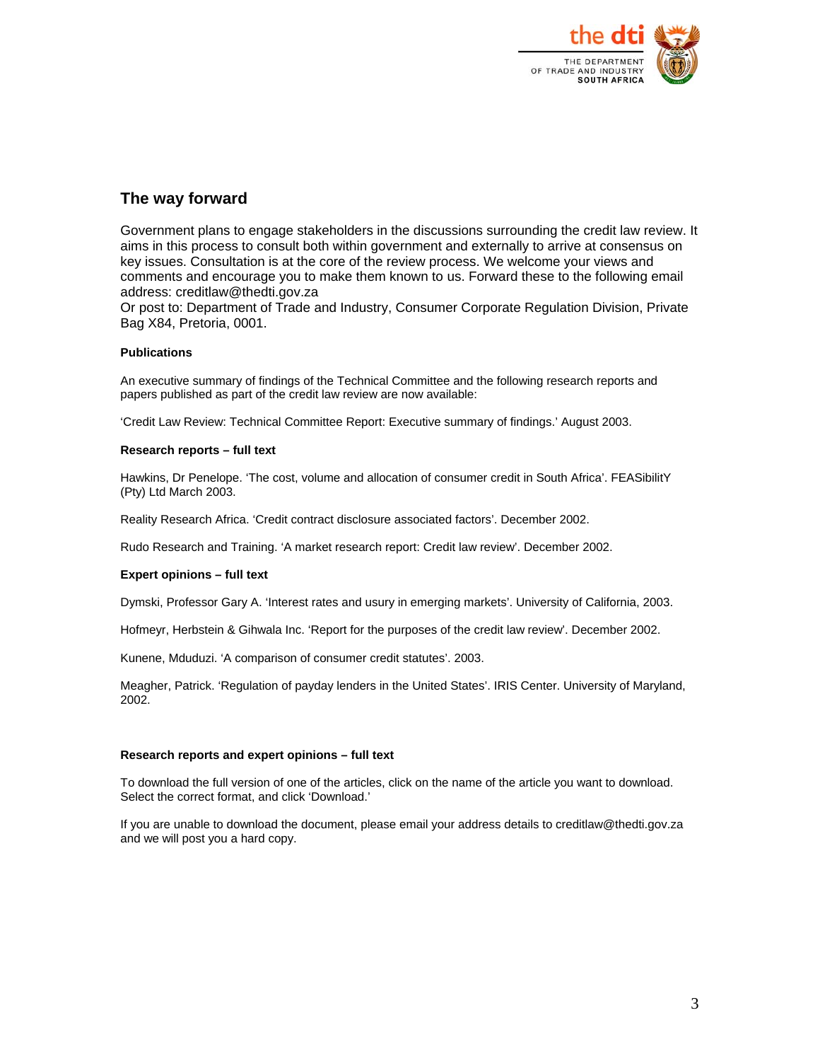## The way forward

Government plans to engage stakeholders in the discussions surrounding the credit law review. It aims in this process to consult both within government and externally to arrive at consensus on key issues. Consultation is at the core of the review process. We welcome your views and comments and encourage you to make them known to us. Forward these to the following email address: creditlaw@thedti.gov.za
Or post to: Department of Trade and Industry, Consumer Corporate Regulation Division, Private Bag X84, Pretoria, 0001.

**Publications**

An executive summary of findings of the Technical Committee and the following research reports and papers published as part of the credit law review are now available:

'Credit Law Review: Technical Committee Report: Executive summary of findings.' August 2003.

**Research reports – full text**

Hawkins, Dr Penelope. 'The cost, volume and allocation of consumer credit in South Africa'. FEASibilitY (Pty) Ltd March 2003.

Reality Research Africa. 'Credit contract disclosure associated factors'. December 2002.

Rudo Research and Training. 'A market research report: Credit law review'. December 2002.

**Expert opinions – full text**

Dymski, Professor Gary A. 'Interest rates and usury in emerging markets'. University of California, 2003.

Hofmeyr, Herbstein & Gihwala Inc. 'Report for the purposes of the credit law review'. December 2002.

Kunene, Mduduzi. 'A comparison of consumer credit statutes'. 2003.

Meagher, Patrick. 'Regulation of payday lenders in the United States'. IRIS Center. University of Maryland, 2002.

**Research reports and expert opinions – full text**

To download the full version of one of the articles, click on the name of the article you want to download. Select the correct format, and click 'Download.'

If you are unable to download the document, please email your address details to creditlaw@thedti.gov.za and we will post you a hard copy.